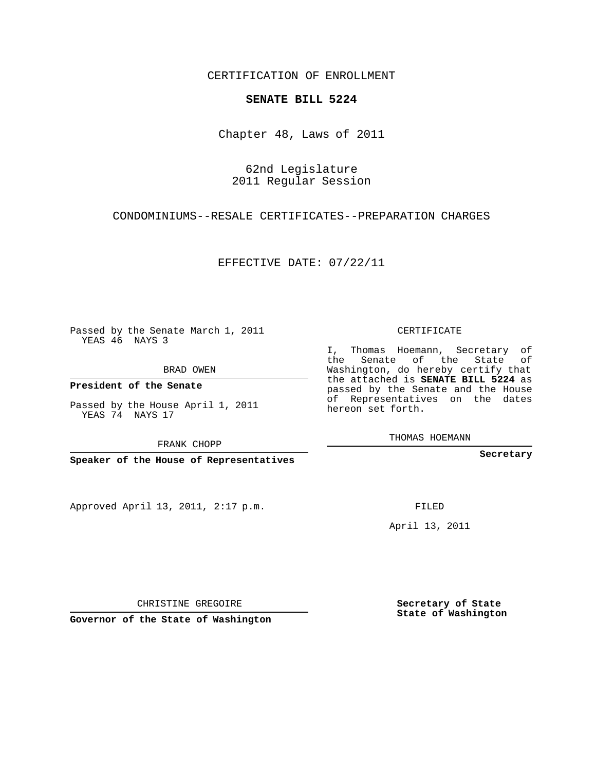CERTIFICATION OF ENROLLMENT

**SENATE BILL 5224**

Chapter 48, Laws of 2011

62nd Legislature
2011 Regular Session

CONDOMINIUMS--RESALE CERTIFICATES--PREPARATION CHARGES

EFFECTIVE DATE: 07/22/11

Passed by the Senate March 1, 2011
YEAS 46 NAYS 3

BRAD OWEN

**President of the Senate**

Passed by the House April 1, 2011
YEAS 74 NAYS 17

FRANK CHOPP

**Speaker of the House of Representatives**

Approved April 13, 2011, 2:17 p.m.

CHRISTINE GREGOIRE

**Governor of the State of Washington**

CERTIFICATE

I, Thomas Hoemann, Secretary of the Senate of the State of Washington, do hereby certify that the attached is **SENATE BILL 5224** as passed by the Senate and the House of Representatives on the dates hereon set forth.

THOMAS HOEMANN

**Secretary**

FILED

April 13, 2011

**Secretary of State**
**State of Washington**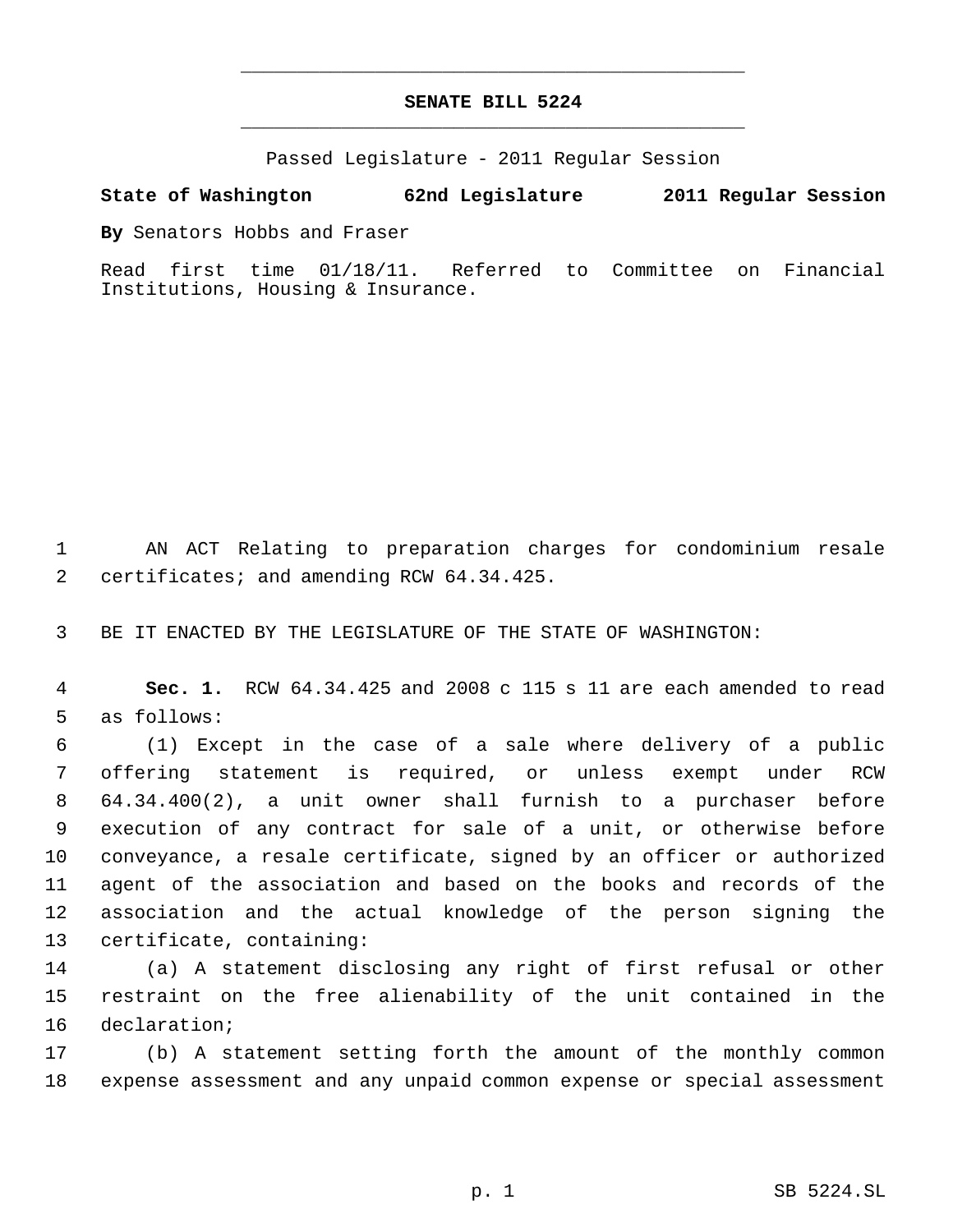# SENATE BILL 5224

Passed Legislature - 2011 Regular Session

**State of Washington 62nd Legislature 2011 Regular Session**

**By** Senators Hobbs and Fraser

Read first time 01/18/11. Referred to Committee on Financial Institutions, Housing & Insurance.

1 AN ACT Relating to preparation charges for condominium resale
2 certificates; and amending RCW 64.34.425.

3 BE IT ENACTED BY THE LEGISLATURE OF THE STATE OF WASHINGTON:

4 **Sec. 1.** RCW 64.34.425 and 2008 c 115 s 11 are each amended to read
5 as follows:

6 (1) Except in the case of a sale where delivery of a public
7 offering statement is required, or unless exempt under RCW
8 64.34.400(2), a unit owner shall furnish to a purchaser before
9 execution of any contract for sale of a unit, or otherwise before
10 conveyance, a resale certificate, signed by an officer or authorized
11 agent of the association and based on the books and records of the
12 association and the actual knowledge of the person signing the
13 certificate, containing:

14 (a) A statement disclosing any right of first refusal or other
15 restraint on the free alienability of the unit contained in the
16 declaration;

17 (b) A statement setting forth the amount of the monthly common
18 expense assessment and any unpaid common expense or special assessment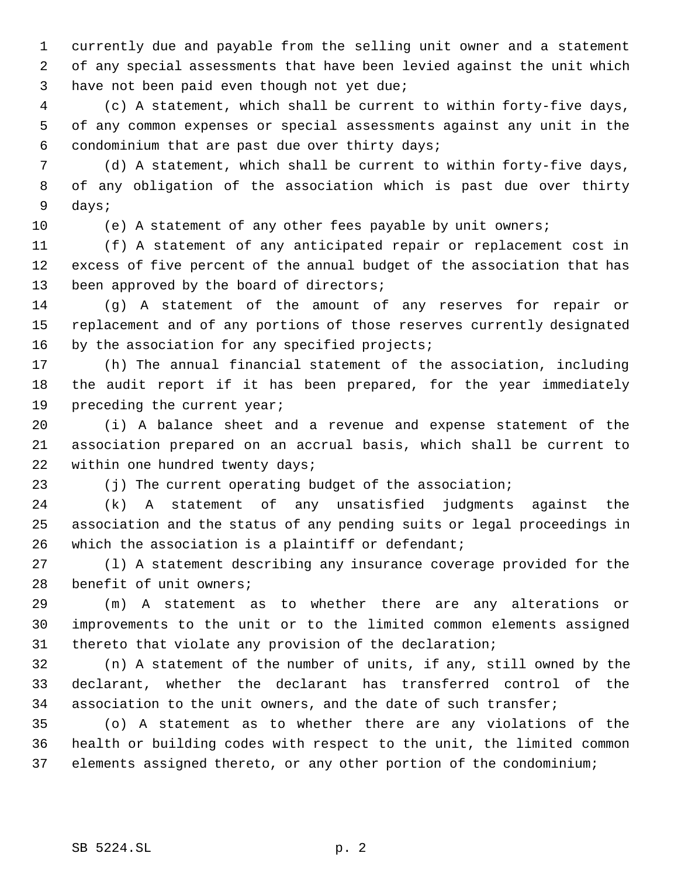currently due and payable from the selling unit owner and a statement of any special assessments that have been levied against the unit which have not been paid even though not yet due;

(c) A statement, which shall be current to within forty-five days, of any common expenses or special assessments against any unit in the condominium that are past due over thirty days;

(d) A statement, which shall be current to within forty-five days, of any obligation of the association which is past due over thirty days;

(e) A statement of any other fees payable by unit owners;

(f) A statement of any anticipated repair or replacement cost in excess of five percent of the annual budget of the association that has been approved by the board of directors;

(g) A statement of the amount of any reserves for repair or replacement and of any portions of those reserves currently designated by the association for any specified projects;

(h) The annual financial statement of the association, including the audit report if it has been prepared, for the year immediately preceding the current year;

(i) A balance sheet and a revenue and expense statement of the association prepared on an accrual basis, which shall be current to within one hundred twenty days;

(j) The current operating budget of the association;

(k) A statement of any unsatisfied judgments against the association and the status of any pending suits or legal proceedings in which the association is a plaintiff or defendant;

(l) A statement describing any insurance coverage provided for the benefit of unit owners;

(m) A statement as to whether there are any alterations or improvements to the unit or to the limited common elements assigned thereto that violate any provision of the declaration;

(n) A statement of the number of units, if any, still owned by the declarant, whether the declarant has transferred control of the association to the unit owners, and the date of such transfer;

(o) A statement as to whether there are any violations of the health or building codes with respect to the unit, the limited common elements assigned thereto, or any other portion of the condominium;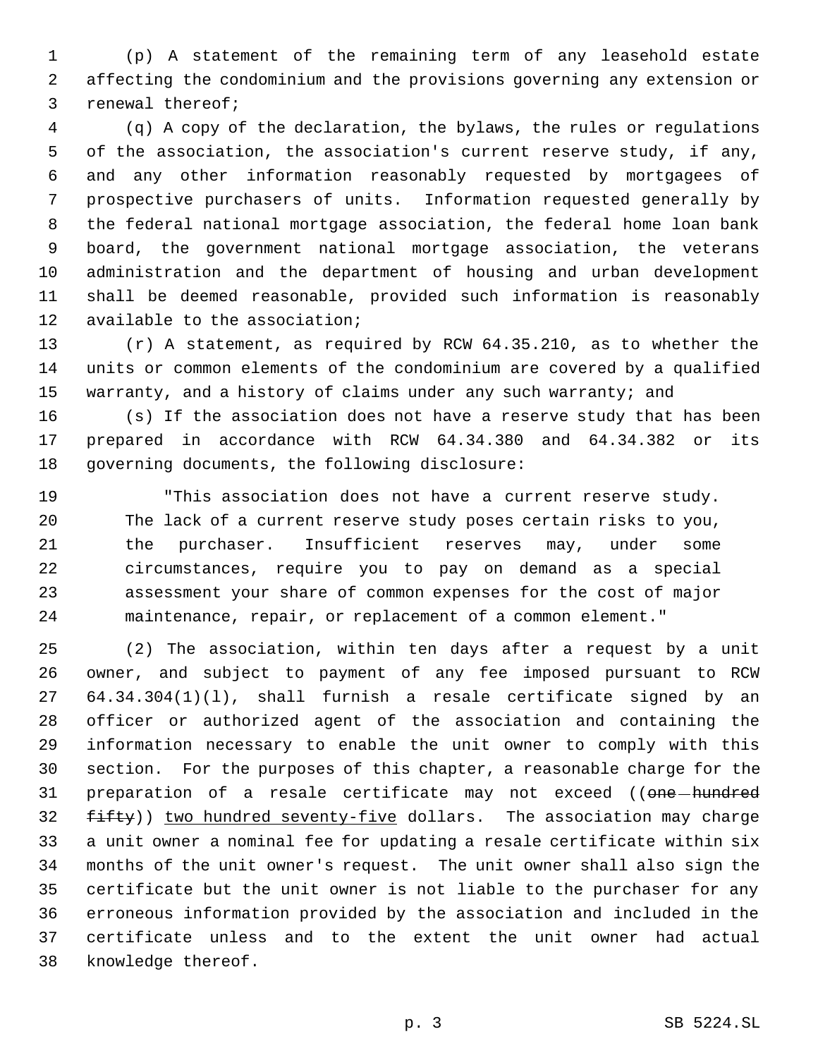(p) A statement of the remaining term of any leasehold estate affecting the condominium and the provisions governing any extension or renewal thereof;

(q) A copy of the declaration, the bylaws, the rules or regulations of the association, the association's current reserve study, if any, and any other information reasonably requested by mortgagees of prospective purchasers of units. Information requested generally by the federal national mortgage association, the federal home loan bank board, the government national mortgage association, the veterans administration and the department of housing and urban development shall be deemed reasonable, provided such information is reasonably available to the association;

(r) A statement, as required by RCW 64.35.210, as to whether the units or common elements of the condominium are covered by a qualified warranty, and a history of claims under any such warranty; and

(s) If the association does not have a reserve study that has been prepared in accordance with RCW 64.34.380 and 64.34.382 or its governing documents, the following disclosure:

> "This association does not have a current reserve study. The lack of a current reserve study poses certain risks to you, the purchaser. Insufficient reserves may, under some circumstances, require you to pay on demand as a special assessment your share of common expenses for the cost of major maintenance, repair, or replacement of a common element."

(2) The association, within ten days after a request by a unit owner, and subject to payment of any fee imposed pursuant to RCW 64.34.304(1)(l), shall furnish a resale certificate signed by an officer or authorized agent of the association and containing the information necessary to enable the unit owner to comply with this section. For the purposes of this chapter, a reasonable charge for the preparation of a resale certificate may not exceed ((~~one hundred fifty~~)) <u>two hundred seventy-five</u> dollars. The association may charge a unit owner a nominal fee for updating a resale certificate within six months of the unit owner's request. The unit owner shall also sign the certificate but the unit owner is not liable to the purchaser for any erroneous information provided by the association and included in the certificate unless and to the extent the unit owner had actual knowledge thereof.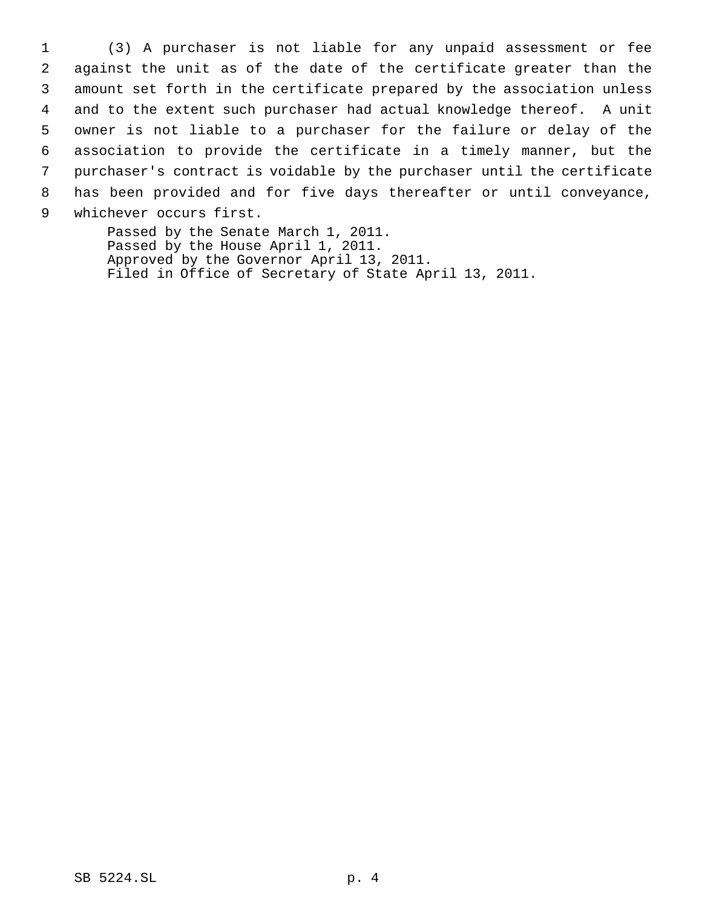(3) A purchaser is not liable for any unpaid assessment or fee against the unit as of the date of the certificate greater than the amount set forth in the certificate prepared by the association unless and to the extent such purchaser had actual knowledge thereof. A unit owner is not liable to a purchaser for the failure or delay of the association to provide the certificate in a timely manner, but the purchaser's contract is voidable by the purchaser until the certificate has been provided and for five days thereafter or until conveyance, whichever occurs first.

Passed by the Senate March 1, 2011.
Passed by the House April 1, 2011.
Approved by the Governor April 13, 2011.
Filed in Office of Secretary of State April 13, 2011.